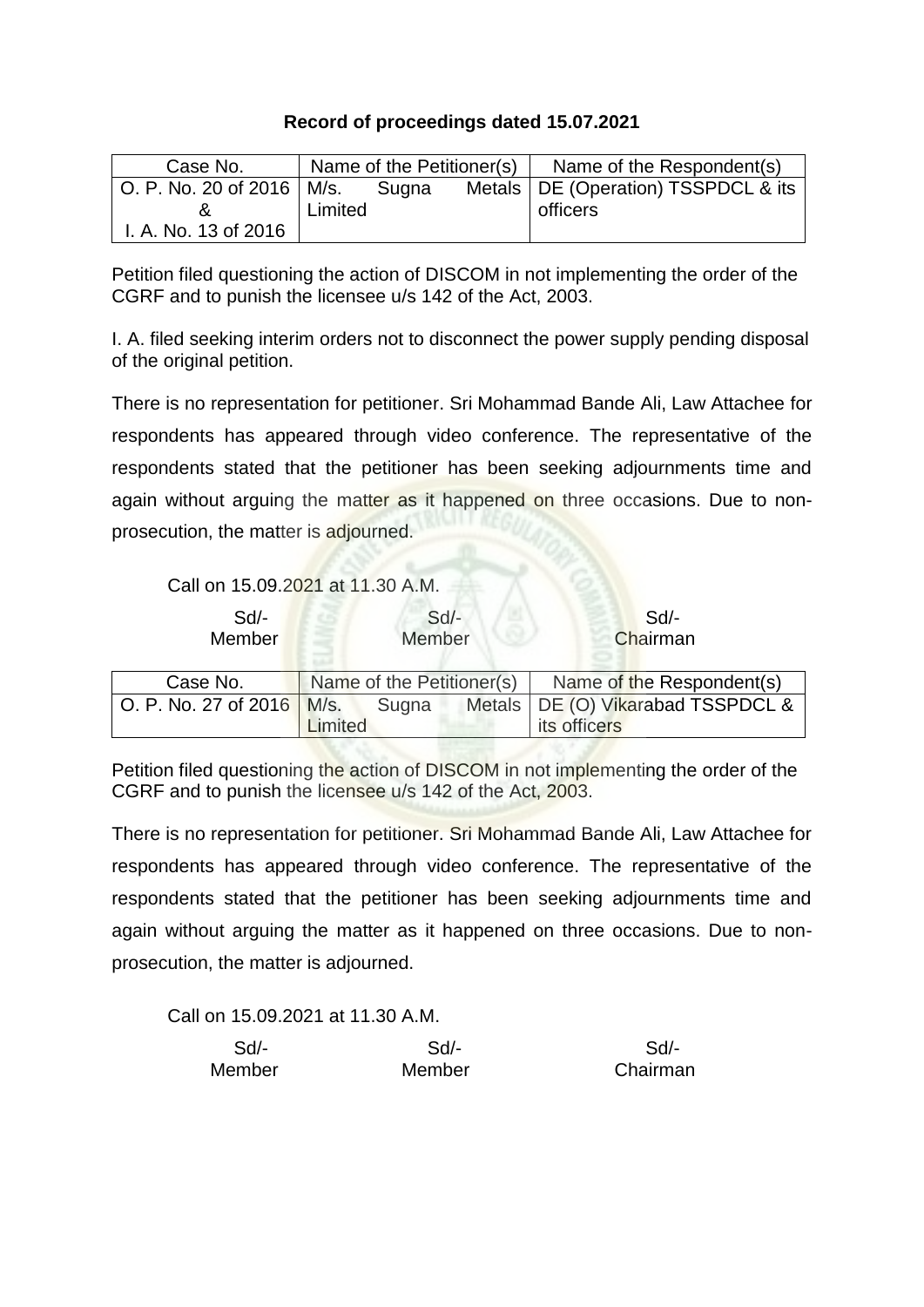**Record of proceedings dated 15.07.2021**

| Case No. | Name of the Petitioner(s) | Name of the Respondent(s) |
| --- | --- | --- |
| O. P. No. 20 of 2016 & I. A. No. 13 of 2016 | M/s. Sugna Metals Limited | DE (Operation) TSSPDCL & its officers |

Petition filed questioning the action of DISCOM in not implementing the order of the CGRF and to punish the licensee u/s 142 of the Act, 2003.

I. A. filed seeking interim orders not to disconnect the power supply pending disposal of the original petition.

There is no representation for petitioner. Sri Mohammad Bande Ali, Law Attachee for respondents has appeared through video conference. The representative of the respondents stated that the petitioner has been seeking adjournments time and again without arguing the matter as it happened on three occasions. Due to non-prosecution, the matter is adjourned.

Call on 15.09.2021 at 11.30 A.M.

| Sd/- | Sd/- | Sd/- |
| --- | --- | --- |
| Member | Member | Chairman |

| Case No. | Name of the Petitioner(s) | Name of the Respondent(s) |
| --- | --- | --- |
| O. P. No. 27 of 2016 | M/s. Sugna Metals Limited | DE (O) Vikarabad TSSPDCL & its officers |

Petition filed questioning the action of DISCOM in not implementing the order of the CGRF and to punish the licensee u/s 142 of the Act, 2003.

There is no representation for petitioner. Sri Mohammad Bande Ali, Law Attachee for respondents has appeared through video conference. The representative of the respondents stated that the petitioner has been seeking adjournments time and again without arguing the matter as it happened on three occasions. Due to non-prosecution, the matter is adjourned.

Call on 15.09.2021 at 11.30 A.M.

| Sd/- | Sd/- | Sd/- |
| --- | --- | --- |
| Member | Member | Chairman |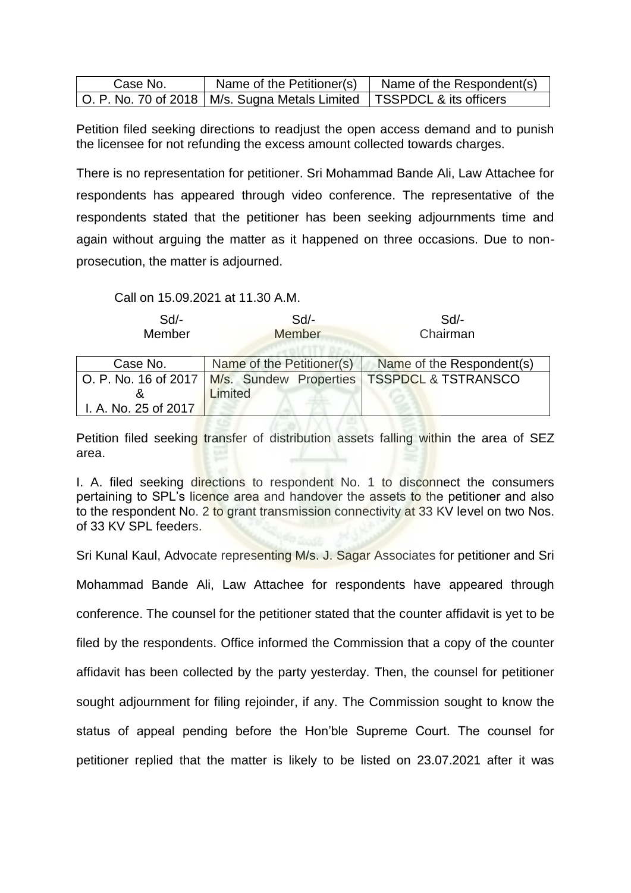| Case No. | Name of the Petitioner(s) | Name of the Respondent(s) |
|---|---|---|
| O. P. No. 70 of 2018 | M/s. Sugna Metals Limited | TSSPDCL & its officers |

Petition filed seeking directions to readjust the open access demand and to punish the licensee for not refunding the excess amount collected towards charges.

There is no representation for petitioner. Sri Mohammad Bande Ali, Law Attachee for respondents has appeared through video conference. The representative of the respondents stated that the petitioner has been seeking adjournments time and again without arguing the matter as it happened on three occasions. Due to non-prosecution, the matter is adjourned.

Call on 15.09.2021 at 11.30 A.M.

| Sd/- | Sd/- | Sd/- |
|---|---|---|
| Member | Member | Chairman |

| Case No. | Name of the Petitioner(s) | Name of the Respondent(s) |
|---|---|---|
| O. P. No. 16 of 2017 & I. A. No. 25 of 2017 | M/s. Sundew Properties Limited | TSSPDCL & TSTRANSCO |

Petition filed seeking transfer of distribution assets falling within the area of SEZ area.

I. A. filed seeking directions to respondent No. 1 to disconnect the consumers pertaining to SPL's licence area and handover the assets to the petitioner and also to the respondent No. 2 to grant transmission connectivity at 33 KV level on two Nos. of 33 KV SPL feeders.

Sri Kunal Kaul, Advocate representing M/s. J. Sagar Associates for petitioner and Sri Mohammad Bande Ali, Law Attachee for respondents have appeared through conference. The counsel for the petitioner stated that the counter affidavit is yet to be filed by the respondents. Office informed the Commission that a copy of the counter affidavit has been collected by the party yesterday. Then, the counsel for petitioner sought adjournment for filing rejoinder, if any. The Commission sought to know the status of appeal pending before the Hon'ble Supreme Court. The counsel for petitioner replied that the matter is likely to be listed on 23.07.2021 after it was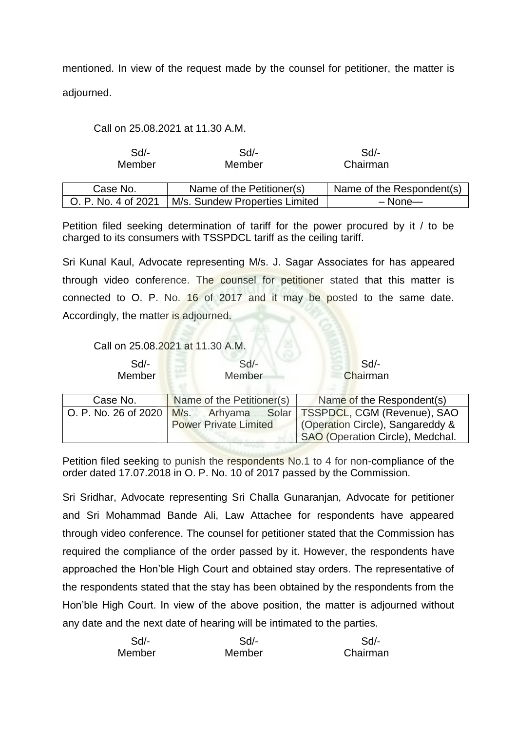mentioned. In view of the request made by the counsel for petitioner, the matter is adjourned.

Call on 25.08.2021 at 11.30 A.M.

| Sd/- | Sd/- | Sd/- |
|---|---|---|
| Member | Member | Chairman |

| Case No. | Name of the Petitioner(s) | Name of the Respondent(s) |
|---|---|---|
| O. P. No. 4 of 2021 | M/s. Sundew Properties Limited | – None— |

Petition filed seeking determination of tariff for the power procured by it / to be charged to its consumers with TSSPDCL tariff as the ceiling tariff.

Sri Kunal Kaul, Advocate representing M/s. J. Sagar Associates for has appeared through video conference. The counsel for petitioner stated that this matter is connected to O. P. No. 16 of 2017 and it may be posted to the same date. Accordingly, the matter is adjourned.

Call on 25.08.2021 at 11.30 A.M.

| Sd/- | Sd/- | Sd/- |
|---|---|---|
| Member | Member | Chairman |

| Case No. | Name of the Petitioner(s) | Name of the Respondent(s) |
|---|---|---|
| O. P. No. 26 of 2020 | M/s. Arhyama Solar Power Private Limited | TSSPDCL, CGM (Revenue), SAO (Operation Circle), Sangareddy & SAO (Operation Circle), Medchal. |

Petition filed seeking to punish the respondents No.1 to 4 for non-compliance of the order dated 17.07.2018 in O. P. No. 10 of 2017 passed by the Commission.

Sri Sridhar, Advocate representing Sri Challa Gunaranjan, Advocate for petitioner and Sri Mohammad Bande Ali, Law Attachee for respondents have appeared through video conference. The counsel for petitioner stated that the Commission has required the compliance of the order passed by it. However, the respondents have approached the Hon'ble High Court and obtained stay orders. The representative of the respondents stated that the stay has been obtained by the respondents from the Hon'ble High Court. In view of the above position, the matter is adjourned without any date and the next date of hearing will be intimated to the parties.

| Sd/- | Sd/- | Sd/- |
|---|---|---|
| Member | Member | Chairman |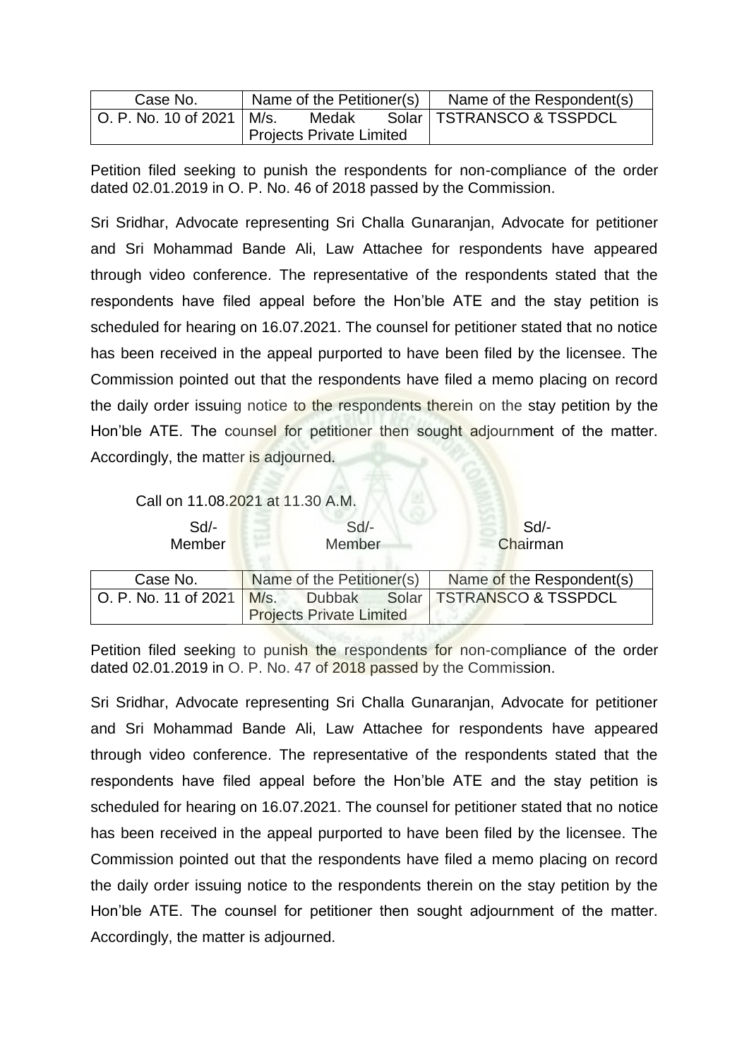| Case No. | Name of the Petitioner(s) | Name of the Respondent(s) |
|---|---|---|
| O. P. No. 10 of 2021 | M/s. Medak Solar Projects Private Limited | TSTRANSCO & TSSPDCL |

Petition filed seeking to punish the respondents for non-compliance of the order dated 02.01.2019 in O. P. No. 46 of 2018 passed by the Commission.

Sri Sridhar, Advocate representing Sri Challa Gunaranjan, Advocate for petitioner and Sri Mohammad Bande Ali, Law Attachee for respondents have appeared through video conference. The representative of the respondents stated that the respondents have filed appeal before the Hon'ble ATE and the stay petition is scheduled for hearing on 16.07.2021. The counsel for petitioner stated that no notice has been received in the appeal purported to have been filed by the licensee. The Commission pointed out that the respondents have filed a memo placing on record the daily order issuing notice to the respondents therein on the stay petition by the Hon'ble ATE. The counsel for petitioner then sought adjournment of the matter. Accordingly, the matter is adjourned.

Call on 11.08.2021 at 11.30 A.M.

| Sd/- | Sd/- | Sd/- |
|---|---|---|
| Member | Member | Chairman |

| Case No. | Name of the Petitioner(s) | Name of the Respondent(s) |
|---|---|---|
| O. P. No. 11 of 2021 | M/s. Dubbak Solar Projects Private Limited | TSTRANSCO & TSSPDCL |

Petition filed seeking to punish the respondents for non-compliance of the order dated 02.01.2019 in O. P. No. 47 of 2018 passed by the Commission.

Sri Sridhar, Advocate representing Sri Challa Gunaranjan, Advocate for petitioner and Sri Mohammad Bande Ali, Law Attachee for respondents have appeared through video conference. The representative of the respondents stated that the respondents have filed appeal before the Hon'ble ATE and the stay petition is scheduled for hearing on 16.07.2021. The counsel for petitioner stated that no notice has been received in the appeal purported to have been filed by the licensee. The Commission pointed out that the respondents have filed a memo placing on record the daily order issuing notice to the respondents therein on the stay petition by the Hon'ble ATE. The counsel for petitioner then sought adjournment of the matter. Accordingly, the matter is adjourned.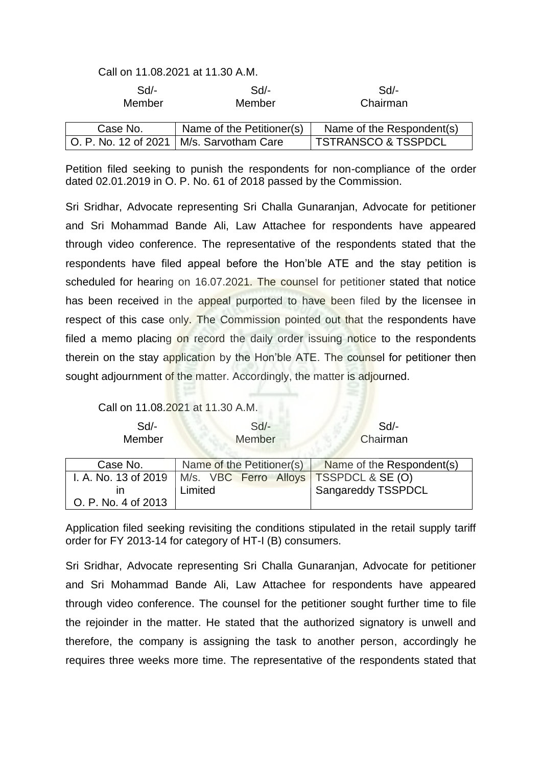Call on 11.08.2021 at 11.30 A.M.

| Sd/- | Sd/- | Sd/- |
|---|---|---|
| Member | Member | Chairman |

| Case No. | Name of the Petitioner(s) | Name of the Respondent(s) |
|---|---|---|
| O. P. No. 12 of 2021 | M/s. Sarvotham Care | TSTRANSCO & TSSPDCL |

Petition filed seeking to punish the respondents for non-compliance of the order dated 02.01.2019 in O. P. No. 61 of 2018 passed by the Commission.

Sri Sridhar, Advocate representing Sri Challa Gunaranjan, Advocate for petitioner and Sri Mohammad Bande Ali, Law Attachee for respondents have appeared through video conference. The representative of the respondents stated that the respondents have filed appeal before the Hon'ble ATE and the stay petition is scheduled for hearing on 16.07.2021. The counsel for petitioner stated that notice has been received in the appeal purported to have been filed by the licensee in respect of this case only. The Commission pointed out that the respondents have filed a memo placing on record the daily order issuing notice to the respondents therein on the stay application by the Hon'ble ATE. The counsel for petitioner then sought adjournment of the matter. Accordingly, the matter is adjourned.

Call on 11.08.2021 at 11.30 A.M.

| Sd/- | Sd/- | Sd/- |
|---|---|---|
| Member | Member | Chairman |

| Case No. | Name of the Petitioner(s) | Name of the Respondent(s) |
|---|---|---|
| I. A. No. 13 of 2019 in O. P. No. 4 of 2013 | M/s. VBC Ferro Alloys Limited | TSSPDCL & SE (O) Sangareddy TSSPDCL |

Application filed seeking revisiting the conditions stipulated in the retail supply tariff order for FY 2013-14 for category of HT-I (B) consumers.

Sri Sridhar, Advocate representing Sri Challa Gunaranjan, Advocate for petitioner and Sri Mohammad Bande Ali, Law Attachee for respondents have appeared through video conference. The counsel for the petitioner sought further time to file the rejoinder in the matter. He stated that the authorized signatory is unwell and therefore, the company is assigning the task to another person, accordingly he requires three weeks more time. The representative of the respondents stated that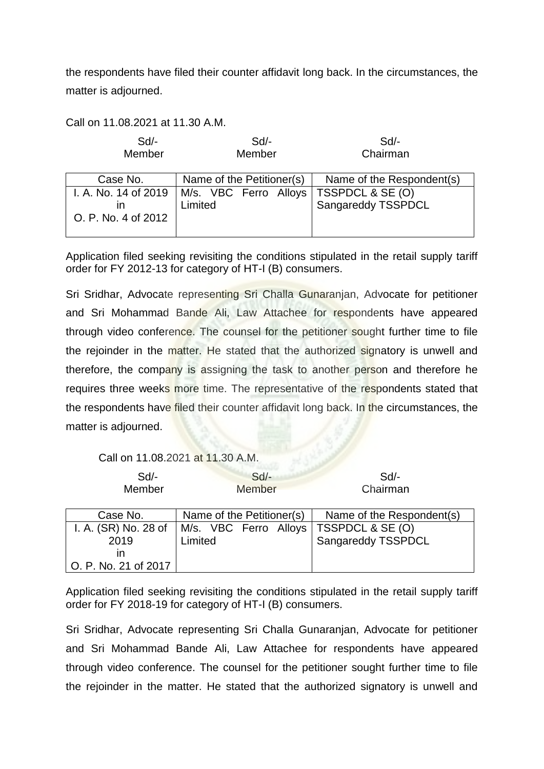the respondents have filed their counter affidavit long back. In the circumstances, the matter is adjourned.

Call on 11.08.2021 at 11.30 A.M.

| Sd/- | Sd/- | Sd/- |
|---|---|---|
| Member | Member | Chairman |

| Case No. | Name of the Petitioner(s) | Name of the Respondent(s) |
|---|---|---|
| I. A. No. 14 of 2019 in O. P. No. 4 of 2012 | M/s. VBC Ferro Alloys Limited | TSSPDCL & SE (O) Sangareddy TSSPDCL |

Application filed seeking revisiting the conditions stipulated in the retail supply tariff order for FY 2012-13 for category of HT-I (B) consumers.

Sri Sridhar, Advocate representing Sri Challa Gunaranjan, Advocate for petitioner and Sri Mohammad Bande Ali, Law Attachee for respondents have appeared through video conference. The counsel for the petitioner sought further time to file the rejoinder in the matter. He stated that the authorized signatory is unwell and therefore, the company is assigning the task to another person and therefore he requires three weeks more time. The representative of the respondents stated that the respondents have filed their counter affidavit long back. In the circumstances, the matter is adjourned.

Call on 11.08.2021 at 11.30 A.M.

| Sd/- | Sd/- | Sd/- |
|---|---|---|
| Member | Member | Chairman |

| Case No. | Name of the Petitioner(s) | Name of the Respondent(s) |
|---|---|---|
| I. A. (SR) No. 28 of 2019 in O. P. No. 21 of 2017 | M/s. VBC Ferro Alloys Limited | TSSPDCL & SE (O) Sangareddy TSSPDCL |

Application filed seeking revisiting the conditions stipulated in the retail supply tariff order for FY 2018-19 for category of HT-I (B) consumers.

Sri Sridhar, Advocate representing Sri Challa Gunaranjan, Advocate for petitioner and Sri Mohammad Bande Ali, Law Attachee for respondents have appeared through video conference. The counsel for the petitioner sought further time to file the rejoinder in the matter. He stated that the authorized signatory is unwell and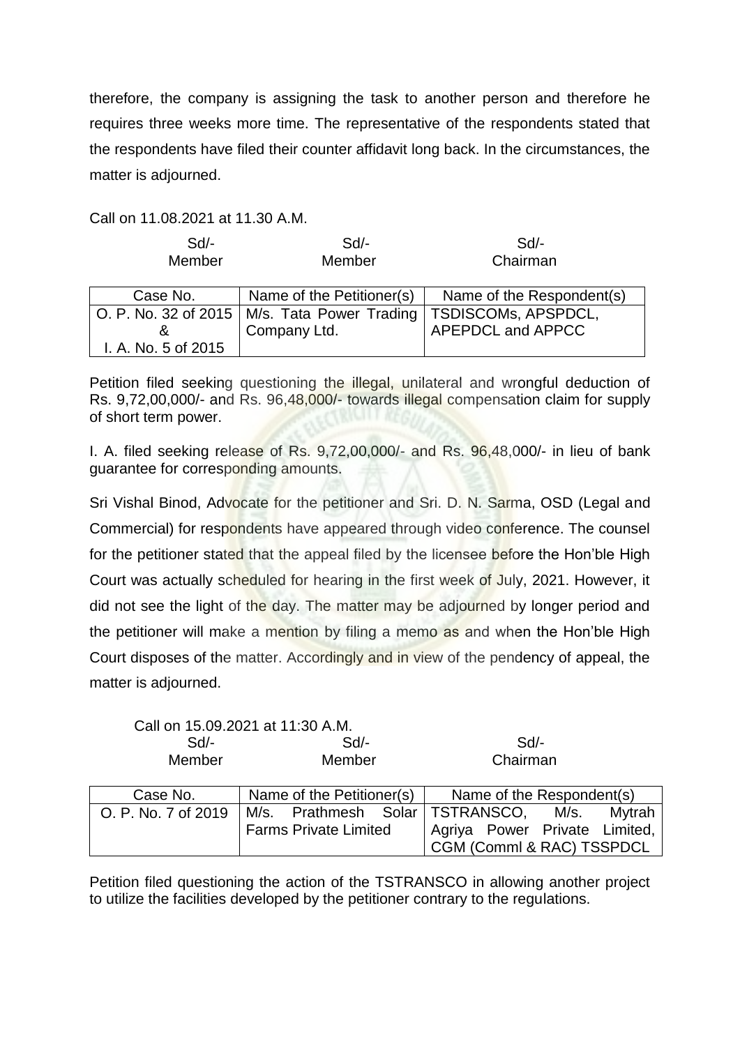therefore, the company is assigning the task to another person and therefore he requires three weeks more time. The representative of the respondents stated that the respondents have filed their counter affidavit long back. In the circumstances, the matter is adjourned.

Call on 11.08.2021 at 11.30 A.M.

| Sd/- | Sd/- | Sd/- |
|---|---|---|
| Member | Member | Chairman |

| Case No. | Name of the Petitioner(s) | Name of the Respondent(s) |
|---|---|---|
| O. P. No. 32 of 2015 & I. A. No. 5 of 2015 | M/s. Tata Power Trading Company Ltd. | TSDISCOMs, APSPDCL, APEPDCL and APPCC |

Petition filed seeking questioning the illegal, unilateral and wrongful deduction of Rs. 9,72,00,000/- and Rs. 96,48,000/- towards illegal compensation claim for supply of short term power.

I. A. filed seeking release of Rs. 9,72,00,000/- and Rs. 96,48,000/- in lieu of bank guarantee for corresponding amounts.

Sri Vishal Binod, Advocate for the petitioner and Sri. D. N. Sarma, OSD (Legal and Commercial) for respondents have appeared through video conference. The counsel for the petitioner stated that the appeal filed by the licensee before the Hon'ble High Court was actually scheduled for hearing in the first week of July, 2021. However, it did not see the light of the day. The matter may be adjourned by longer period and the petitioner will make a mention by filing a memo as and when the Hon'ble High Court disposes of the matter. Accordingly and in view of the pendency of appeal, the matter is adjourned.

Call on 15.09.2021 at 11:30 A.M.

| Sd/- | Sd/- | Sd/- |
|---|---|---|
| Member | Member | Chairman |

| Case No. | Name of the Petitioner(s) | Name of the Respondent(s) |
|---|---|---|
| O. P. No. 7 of 2019 | M/s. Prathmesh Solar Farms Private Limited | TSTRANSCO, M/s. Mytrah Agriya Power Private Limited, CGM (Comml & RAC) TSSPDCL |

Petition filed questioning the action of the TSTRANSCO in allowing another project to utilize the facilities developed by the petitioner contrary to the regulations.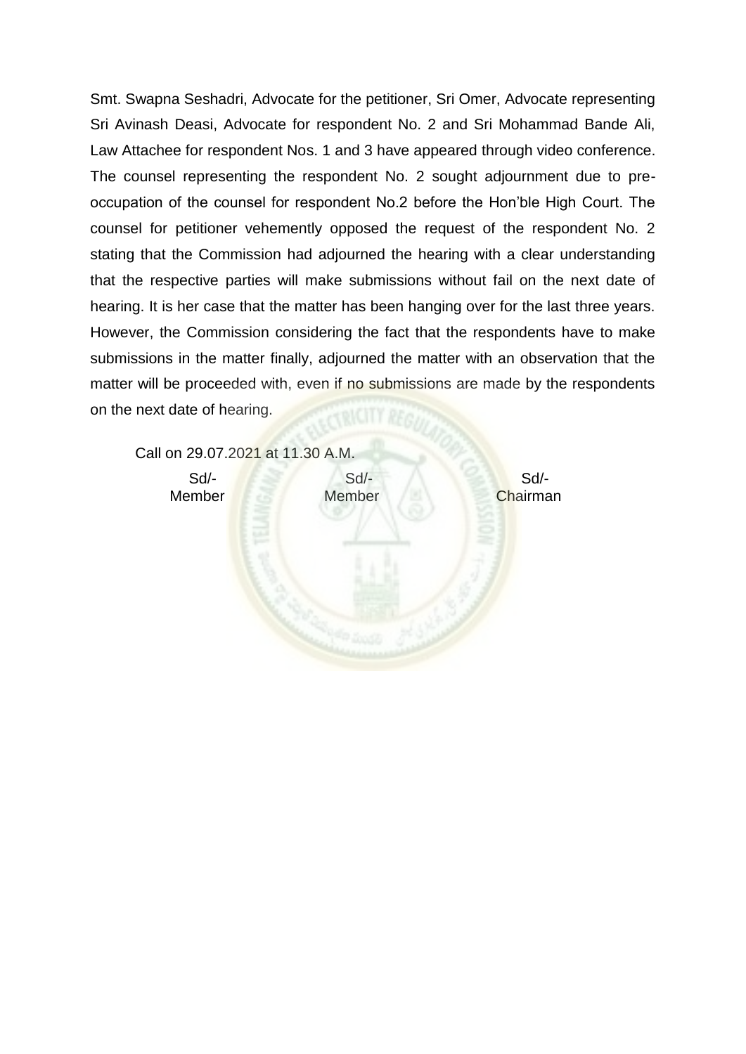Smt. Swapna Seshadri, Advocate for the petitioner, Sri Omer, Advocate representing Sri Avinash Deasi, Advocate for respondent No. 2 and Sri Mohammad Bande Ali, Law Attachee for respondent Nos. 1 and 3 have appeared through video conference. The counsel representing the respondent No. 2 sought adjournment due to pre-occupation of the counsel for respondent No.2 before the Hon'ble High Court. The counsel for petitioner vehemently opposed the request of the respondent No. 2 stating that the Commission had adjourned the hearing with a clear understanding that the respective parties will make submissions without fail on the next date of hearing. It is her case that the matter has been hanging over for the last three years. However, the Commission considering the fact that the respondents have to make submissions in the matter finally, adjourned the matter with an observation that the matter will be proceeded with, even if no submissions are made by the respondents on the next date of hearing.

Call on 29.07.2021 at 11.30 A.M.

| Sd/- | Sd/- | Sd/- |
|---|---|---|
| Member | Member | Chairman |